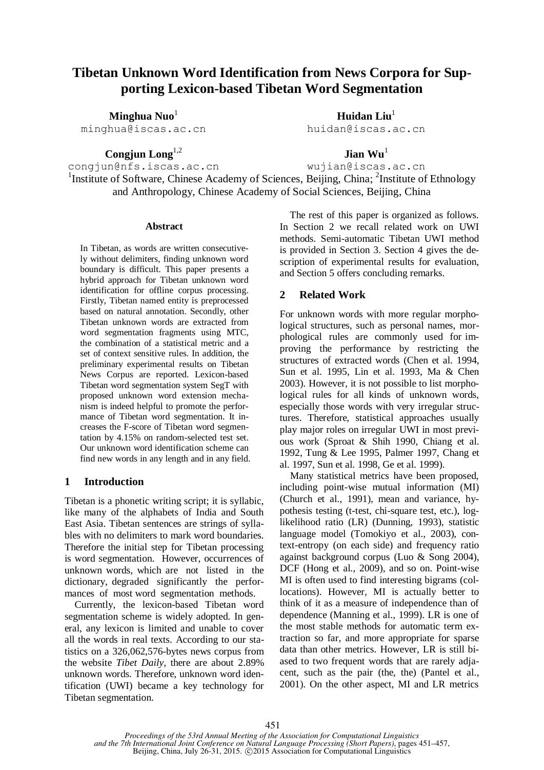# Tibetan Unknown Word Identification from News Corpora for Supporting Lexicon-based Tibetan Word Segmentation

**Minghua Nuo**[1]
minghua@iscas.ac.cn

**Huidan Liu**[1]
huidan@iscas.ac.cn

**Congjun Long**[1,2]
congjun@nfs.iscas.ac.cn

**Jian Wu**[1]
wujian@iscas.ac.cn

[1]Institute of Software, Chinese Academy of Sciences, Beijing, China; [2]Institute of Ethnology and Anthropology, Chinese Academy of Social Sciences, Beijing, China

## Abstract

In Tibetan, as words are written consecutively without delimiters, finding unknown word boundary is difficult. This paper presents a hybrid approach for Tibetan unknown word identification for offline corpus processing. Firstly, Tibetan named entity is preprocessed based on natural annotation. Secondly, other Tibetan unknown words are extracted from word segmentation fragments using MTC, the combination of a statistical metric and a set of context sensitive rules. In addition, the preliminary experimental results on Tibetan News Corpus are reported. Lexicon-based Tibetan word segmentation system SegT with proposed unknown word extension mechanism is indeed helpful to promote the performance of Tibetan word segmentation. It increases the F-score of Tibetan word segmentation by 4.15% on random-selected test set. Our unknown word identification scheme can find new words in any length and in any field.

## 1 Introduction

Tibetan is a phonetic writing script; it is syllabic, like many of the alphabets of India and South East Asia. Tibetan sentences are strings of syllables with no delimiters to mark word boundaries. Therefore the initial step for Tibetan processing is word segmentation. However, occurrences of unknown words, which are not listed in the dictionary, degraded significantly the performances of most word segmentation methods.

Currently, the lexicon-based Tibetan word segmentation scheme is widely adopted. In general, any lexicon is limited and unable to cover all the words in real texts. According to our statistics on a 326,062,576-bytes news corpus from the website *Tibet Daily*, there are about 2.89% unknown words. Therefore, unknown word identification (UWI) became a key technology for Tibetan segmentation.

The rest of this paper is organized as follows. In Section 2 we recall related work on UWI methods. Semi-automatic Tibetan UWI method is provided in Section 3. Section 4 gives the description of experimental results for evaluation, and Section 5 offers concluding remarks.

## 2 Related Work

For unknown words with more regular morphological structures, such as personal names, morphological rules are commonly used for improving the performance by restricting the structures of extracted words (Chen et al. 1994, Sun et al. 1995, Lin et al. 1993, Ma & Chen 2003). However, it is not possible to list morphological rules for all kinds of unknown words, especially those words with very irregular structures. Therefore, statistical approaches usually play major roles on irregular UWI in most previous work (Sproat & Shih 1990, Chiang et al. 1992, Tung & Lee 1995, Palmer 1997, Chang et al. 1997, Sun et al. 1998, Ge et al. 1999).

Many statistical metrics have been proposed, including point-wise mutual information (MI) (Church et al., 1991), mean and variance, hypothesis testing (t-test, chi-square test, etc.), log-likelihood ratio (LR) (Dunning, 1993), statistic language model (Tomokiyo et al., 2003), context-entropy (on each side) and frequency ratio against background corpus (Luo & Song 2004), DCF (Hong et al., 2009), and so on. Point-wise MI is often used to find interesting bigrams (collocations). However, MI is actually better to think of it as a measure of independence than of dependence (Manning et al., 1999). LR is one of the most stable methods for automatic term extraction so far, and more appropriate for sparse data than other metrics. However, LR is still biased to two frequent words that are rarely adjacent, such as the pair (the, the) (Pantel et al., 2001). On the other aspect, MI and LR metrics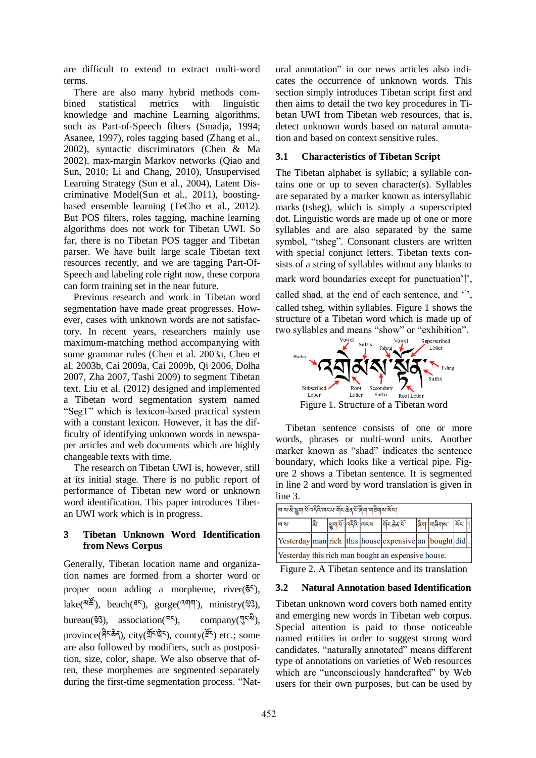are difficult to extend to extract multi-word terms.

There are also many hybrid methods combined statistical metrics with linguistic knowledge and machine Learning algorithms, such as Part-of-Speech filters (Smadja, 1994; Asanee, 1997), roles tagging based (Zhang et al., 2002), syntactic discriminators (Chen & Ma 2002), max-margin Markov networks (Qiao and Sun, 2010; Li and Chang, 2010), Unsupervised Learning Strategy (Sun et al., 2004), Latent Discriminative Model(Sun et al., 2011), boosting-based ensemble learning (TeCho et al., 2012). But POS filters, roles tagging, machine learning algorithms does not work for Tibetan UWI. So far, there is no Tibetan POS tagger and Tibetan parser. We have built large scale Tibetan text resources recently, and we are tagging Part-Of-Speech and labeling role right now, these corpora can form training set in the near future.

Previous research and work in Tibetan word segmentation have made great progresses. However, cases with unknown words are not satisfactory. In recent years, researchers mainly use maximum-matching method accompanying with some grammar rules (Chen et al. 2003a, Chen et al. 2003b, Cai 2009a, Cai 2009b, Qi 2006, Dolha 2007, Zha 2007, Tashi 2009) to segment Tibetan text. Liu et al. (2012) designed and implemented a Tibetan word segmentation system named "SegT" which is lexicon-based practical system with a constant lexicon. However, it has the difficulty of identifying unknown words in newspaper articles and web documents which are highly changeable texts with time.

The research on Tibetan UWI is, however, still at its initial stage. There is no public report of performance of Tibetan new word or unknown word identification. This paper introduces Tibetan UWI work which is in progress.

## 3 Tibetan Unknown Word Identification from News Corpus

Generally, Tibetan location name and organization names are formed from a shorter word or proper noun adding a morpheme, river(རྫང), lake(མཚོ), beach(ཐང), gorge(འགག), ministry(སྲུང), bureau(ཅུ), association(ཁང), company(ཀུང་སི), province(ཞིང་ཆེན), city(གྲོང་ཁྱེར), county(རྫོང) etc.; some are also followed by modifiers, such as postposition, size, color, shape. We also observe that often, these morphemes are segmented separately during the first-time segmentation process. "Natural annotation" in our news articles also indicates the occurrence of unknown words. This section simply introduces Tibetan script first and then aims to detail the two key procedures in Tibetan UWI from Tibetan web resources, that is, detect unknown words based on natural annotation and based on context sensitive rules.

### 3.1 Characteristics of Tibetan Script

The Tibetan alphabet is syllabic; a syllable contains one or up to seven character(s). Syllables are separated by a marker known as intersyllabic marks (tsheg), which is simply a superscripted dot. Linguistic words are made up of one or more syllables and are also separated by the same symbol, "tsheg". Consonant clusters are written with special conjunct letters. Tibetan texts consists of a string of syllables without any blanks to mark word boundaries except for punctuation'།', called shad, at the end of each sentence, and '་', called tsheg, within syllables. Figure 1 shows the structure of a Tibetan word which is made up of two syllables and means "show" or "exhibition".

Figure 1. Structure of a Tibetan word

Tibetan sentence consists of one or more words, phrases or multi-word units. Another marker known as "shad" indicates the sentence boundary, which looks like a vertical pipe. Figure 2 shows a Tibetan sentence. It is segmented in line 2 and word by word translation is given in line 3.

| ཁ་སང་མི་ཕྱུག་པོ་འདིའི་ཁང་པ་གོང་ཆེན་པོ་ཞིག་གཉིགས་སོང། | | | | | | | | | |
|---|---|---|---|---|---|---|---|---|---|
| ཁ་སང་ | མི་ | ཕྱུག་པོ་ | འདིའི་ | ཁང་པ་ | གོང་ཆེན་པོ་ | ཞིག་ | གཉིགས་ | སོང་ | ། |
| Yesterday | man | rich | this | house | expensive | an | bought | did | . |
| Yesterday this rich man bought an expensive house. | | | | | | | | | |

Figure 2. A Tibetan sentence and its translation

### 3.2 Natural Annotation based Identification

Tibetan unknown word covers both named entity and emerging new words in Tibetan web corpus. Special attention is paid to those noticeable named entities in order to suggest strong word candidates. "naturally annotated" means different type of annotations on varieties of Web resources which are "unconsciously handcrafted" by Web users for their own purposes, but can be used by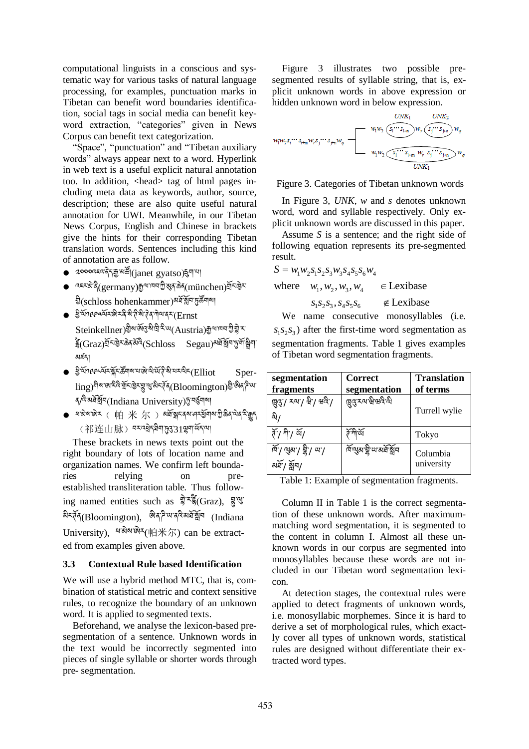computational linguists in a conscious and systematic way for various tasks of natural language processing, for examples, punctuation marks in Tibetan can benefit word boundaries identification, social tags in social media can benefit keyword extraction, "categories" given in News Corpus can benefit text categorization.

"Space", "punctuation" and "Tibetan auxiliary words" always appear next to a word. Hyperlink in web text is a useful explicit natural annotation too. In addition, <head> tag of html pages including meta data as keywords, author, source, description; these are also quite useful natural annotation for UWI. Meanwhile, in our Tibetan News Corpus, English and Chinese in brackets give the hints for their corresponding Tibetan translation words. Sentences including this kind of annotation are as follow.

- ༢༠༠༠འབའི་རྒྱ་མཚོ(janet gyatso)རྩོམ་པ།
- འཇར་མན་ནི(germany)རྒྱལ་ཁབ་ཀྱི་མུན་ཆེན(münchen)གྲོང་ཁྱེར་གྱི(schloss hohenkammer)མཐོ་སློབ་ཏུ་ཚོགས།
- ཕྱི་ལོ༡༩༥༨ལོར་ཨེ་རན་སི་ཊེན་ཀེལ་ནར(Ernst Steinkellner)གྱིས་ཨོ་སི་ཊི་རི་ཡ(Austria)རྒྱལ་ཁབ་ཀྱི་གྲ་ཛ(Graz)གྲོང་ཁྱེར་ཆེན་མོའི(Schloss Segau)མཐོ་སློབ་ཏུ་གོ་སྒྲིག་མཛད།
- ཕྱི་ལོ༡༩༩༥ལོར་སློང་ཚོགས་པ་ཨེ་ལི་ཡོ་ཊི་སི་པར་ལིང(Elliot Sperling)གིས་ཨ་རིའི་གྲོང་ཁྱེར་བླུ་མིང་ཊོན(Bloomington)གྱི་ཨིན་ཌི་ཡ་ན/ཝི་མཐོ་སློབ(Indiana University)ཏུ་བཙུགས།
- པ་མིས་ཨེར ( 帕 米 尔 ) མཐོ་སྒང་ནས་ཤར་ཕྱོགས་ཀྱི་ཆིན་ལེན་རི་རྒྱུད (祁连山脉) བར་འཕྲེད་ཞེང་ཕྱེད31ལྷག་ཡོད་པ།

These brackets in news texts point out the right boundary of lots of location name and organization names. We confirm left boundaries relying on pre-established transliteration table. Thus following named entities such as གྲ་ཛ(Graz), བླུ་མིང་ཊོན(Bloomington), ཨིན་ཌི་ཡ་ནའི་མཐོ་སློབ (Indiana University), པ་མིས་ཨེར(帕米尔) can be extracted from examples given above.

### 3.3 Contextual Rule based Identification

We will use a hybrid method MTC, that is, combination of statistical metric and context sensitive rules, to recognize the boundary of an unknown word. It is applied to segmented texts.

Beforehand, we analyse the lexicon-based pre-segmentation of a sentence. Unknown words in the text would be incorrectly segmented into pieces of single syllable or shorter words through pre- segmentation.

Figure 3 illustrates two possible pre-segmented results of syllable string, that is, explicit unknown words in above expression or hidden unknown word in below expression.

$$w_1 w_2 s_i \cdots s_{i+m} w_r s_j \cdots s_{j+n} w_q \rightarrow \begin{cases} w_1 w_2 \underbrace{(s_i \cdots s_{i+m})}_{UNK_1} w_r \underbrace{(s_j \cdots s_{j+n})}_{UNK_2} w_q \\ w_1 w_2 \underbrace{(s_i \cdots s_{i+m}\ w_r\ s_j \cdots s_{j+n})}_{UNK_1} w_q \end{cases}$$

Figure 3. Categories of Tibetan unknown words

In Figure 3, *UNK*, *w* and *s* denotes unknown word, word and syllable respectively. Only explicit unknown words are discussed in this paper.

Assume *S* is a sentence; and the right side of following equation represents its pre-segmented result.

$$S = w_1 w_2 s_1 s_2 s_3 w_3 s_4 s_5 s_6 w_4$$

where $w_1, w_2, w_3, w_4 \quad \in \text{Lexibase}$

$s_1 s_2 s_3, s_4 s_5 s_6 \quad \notin \text{Lexibase}$

We name consecutive monosyllables (i.e. $s_1 s_2 s_3$) after the first-time word segmentation as segmentation fragments. Table 1 gives examples of Tibetan word segmentation fragments.

| segmentation fragments | Correct segmentation | Translation of terms |
|---|---|---|
| ཏྲུའུ/ རལ/ ཕྲི/ ལྷའི/ ལི/ | ཏྲུའུ་རལ་ཕྲི་ལྷའི་ལི | Turrell wylie |
| ཊོ/ ཀི/ ཡོ/ | ཊོ་ཀི་ཡོ | Tokyo |
| ཁོ/ ལུམ/ བྷི/ ཡ/ མཐོ/ སློབ/ | ཁོ་ལུམ་བྷི་ཡ་མཐོ་སློབ | Columbia university |

Table 1: Example of segmentation fragments.

Column II in Table 1 is the correct segmentation of these unknown words. After maximum-matching word segmentation, it is segmented to the content in column I. Almost all these unknown words in our corpus are segmented into monosyllables because these words are not included in our Tibetan word segmentation lexicon.

At detection stages, the contextual rules were applied to detect fragments of unknown words, i.e. monosyllabic morphemes. Since it is hard to derive a set of morphological rules, which exactly cover all types of unknown words, statistical rules are designed without differentiate their extracted word types.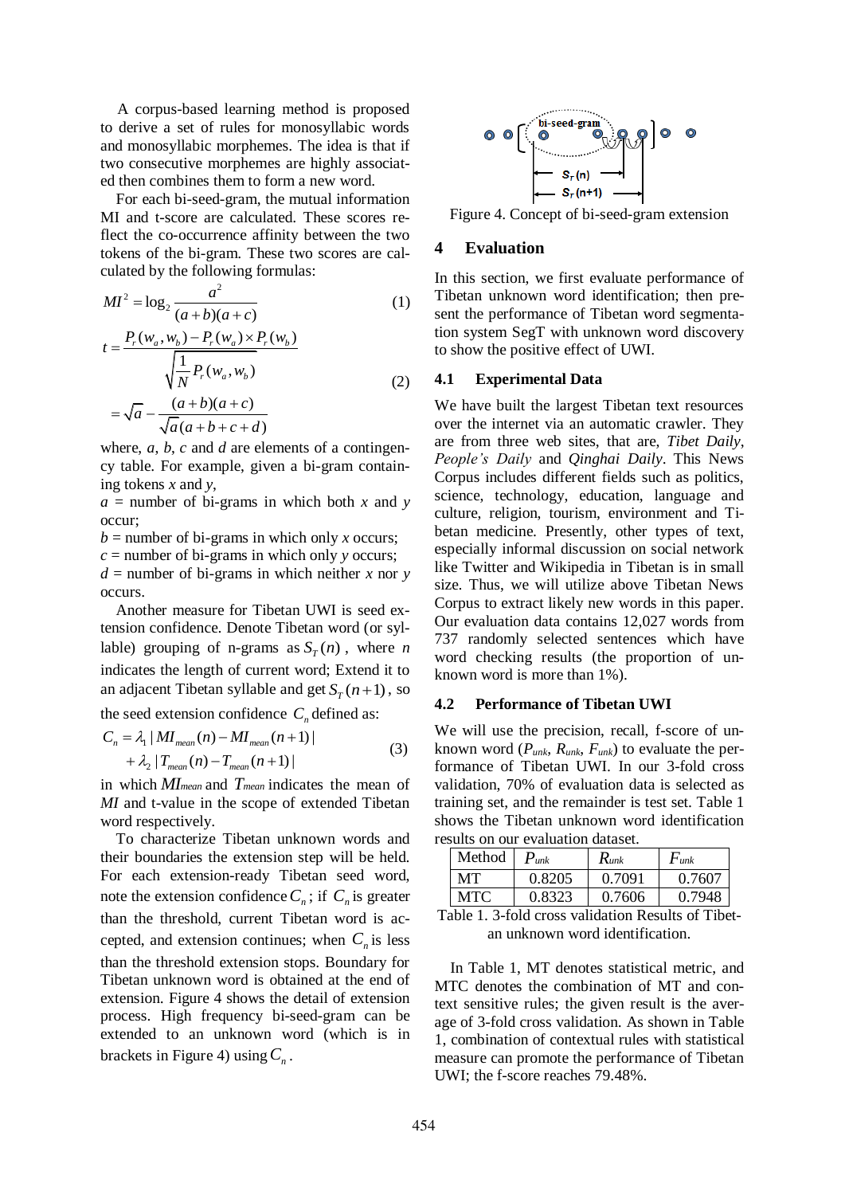A corpus-based learning method is proposed to derive a set of rules for monosyllabic words and monosyllabic morphemes. The idea is that if two consecutive morphemes are highly associated then combines them to form a new word.

For each bi-seed-gram, the mutual information MI and t-score are calculated. These scores reflect the co-occurrence affinity between the two tokens of the bi-gram. These two scores are calculated by the following formulas:

$$MI^2 = \log_2 \frac{a^2}{(a+b)(a+c)} \tag{1}$$

$$t = \frac{P_r(w_a, w_b) - P_r(w_a) \times P_r(w_b)}{\sqrt{\frac{1}{N} P_r(w_a, w_b)}} = \sqrt{a} - \frac{(a+b)(a+c)}{\sqrt{a}(a+b+c+d)} \tag{2}$$

where, $a$, $b$, $c$ and $d$ are elements of a contingency table. For example, given a bi-gram containing tokens $x$ and $y$,

$a$ = number of bi-grams in which both $x$ and $y$ occur;

$b$ = number of bi-grams in which only $x$ occurs;

$c$ = number of bi-grams in which only $y$ occurs;

$d$ = number of bi-grams in which neither $x$ nor $y$ occurs.

Another measure for Tibetan UWI is seed extension confidence. Denote Tibetan word (or syllable) grouping of n-grams as $S_T(n)$, where $n$ indicates the length of current word; Extend it to an adjacent Tibetan syllable and get $S_T(n+1)$, so the seed extension confidence $C_n$ defined as:

$$C_n = \lambda_1 \,|\, MI_{mean}(n) - MI_{mean}(n+1) \,| + \lambda_2 \,|\, T_{mean}(n) - T_{mean}(n+1) \,| \tag{3}$$

in which $MI_{mean}$ and $T_{mean}$ indicates the mean of *MI* and t-value in the scope of extended Tibetan word respectively.

To characterize Tibetan unknown words and their boundaries the extension step will be held. For each extension-ready Tibetan seed word, note the extension confidence $C_n$; if $C_n$ is greater than the threshold, current Tibetan word is accepted, and extension continues; when $C_n$ is less than the threshold extension stops. Boundary for Tibetan unknown word is obtained at the end of extension. Figure 4 shows the detail of extension process. High frequency bi-seed-gram can be extended to an unknown word (which is in brackets in Figure 4) using $C_n$.

Figure 4. Concept of bi-seed-gram extension

## 4 Evaluation

In this section, we first evaluate performance of Tibetan unknown word identification; then present the performance of Tibetan word segmentation system SegT with unknown word discovery to show the positive effect of UWI.

### 4.1 Experimental Data

We have built the largest Tibetan text resources over the internet via an automatic crawler. They are from three web sites, that are, *Tibet Daily*, *People's Daily* and *Qinghai Daily*. This News Corpus includes different fields such as politics, science, technology, education, language and culture, religion, tourism, environment and Tibetan medicine. Presently, other types of text, especially informal discussion on social network like Twitter and Wikipedia in Tibetan is in small size. Thus, we will utilize above Tibetan News Corpus to extract likely new words in this paper. Our evaluation data contains 12,027 words from 737 randomly selected sentences which have word checking results (the proportion of unknown word is more than 1%).

### 4.2 Performance of Tibetan UWI

We will use the precision, recall, f-score of unknown word ($P_{unk}$, $R_{unk}$, $F_{unk}$) to evaluate the performance of Tibetan UWI. In our 3-fold cross validation, 70% of evaluation data is selected as training set, and the remainder is test set. Table 1 shows the Tibetan unknown word identification results on our evaluation dataset.

| Method | $P_{unk}$ | $R_{unk}$ | $F_{unk}$ |
|---|---|---|---|
| MT | 0.8205 | 0.7091 | 0.7607 |
| MTC | 0.8323 | 0.7606 | 0.7948 |

Table 1. 3-fold cross validation Results of Tibetan unknown word identification.

In Table 1, MT denotes statistical metric, and MTC denotes the combination of MT and context sensitive rules; the given result is the average of 3-fold cross validation. As shown in Table 1, combination of contextual rules with statistical measure can promote the performance of Tibetan UWI; the f-score reaches 79.48%.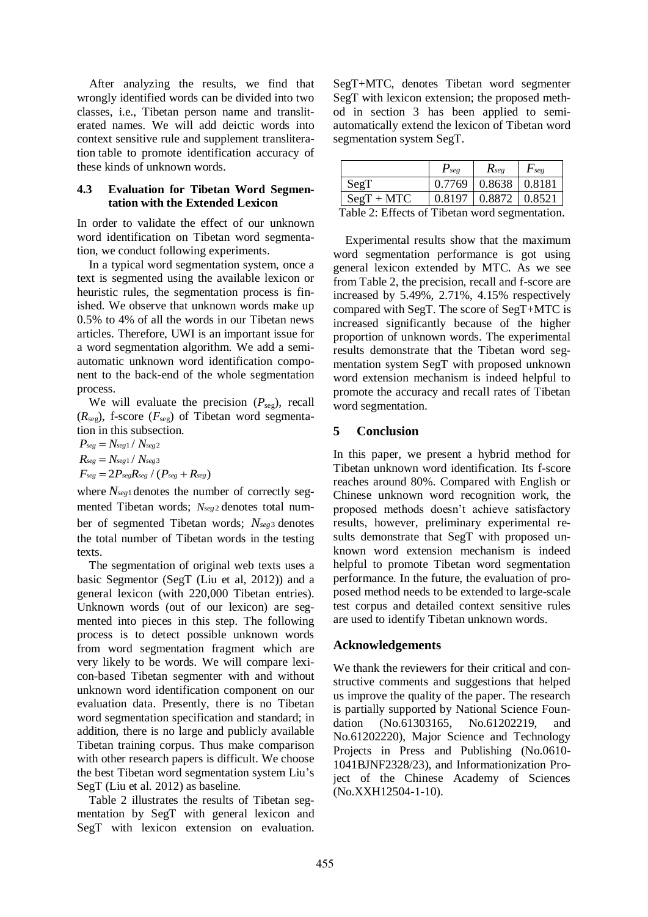After analyzing the results, we find that wrongly identified words can be divided into two classes, i.e., Tibetan person name and transliterated names. We will add deictic words into context sensitive rule and supplement transliteration table to promote identification accuracy of these kinds of unknown words.

### 4.3 Evaluation for Tibetan Word Segmentation with the Extended Lexicon

In order to validate the effect of our unknown word identification on Tibetan word segmentation, we conduct following experiments.

In a typical word segmentation system, once a text is segmented using the available lexicon or heuristic rules, the segmentation process is finished. We observe that unknown words make up 0.5% to 4% of all the words in our Tibetan news articles. Therefore, UWI is an important issue for a word segmentation algorithm. We add a semi-automatic unknown word identification component to the back-end of the whole segmentation process.

We will evaluate the precision ($P_{seg}$), recall ($R_{seg}$), f-score ($F_{seg}$) of Tibetan word segmentation in this subsection.

$$P_{seg} = N_{seg1} / N_{seg2}$$

$$R_{seg} = N_{seg1} / N_{seg3}$$

$$F_{seg} = 2P_{seg}R_{seg} / (P_{seg} + R_{seg})$$

where $N_{seg1}$ denotes the number of correctly segmented Tibetan words; $N_{seg2}$ denotes total number of segmented Tibetan words; $N_{seg3}$ denotes the total number of Tibetan words in the testing texts.

The segmentation of original web texts uses a basic Segmentor (SegT (Liu et al, 2012)) and a general lexicon (with 220,000 Tibetan entries). Unknown words (out of our lexicon) are segmented into pieces in this step. The following process is to detect possible unknown words from word segmentation fragment which are very likely to be words. We will compare lexicon-based Tibetan segmenter with and without unknown word identification component on our evaluation data. Presently, there is no Tibetan word segmentation specification and standard; in addition, there is no large and publicly available Tibetan training corpus. Thus make comparison with other research papers is difficult. We choose the best Tibetan word segmentation system Liu's SegT (Liu et al. 2012) as baseline.

Table 2 illustrates the results of Tibetan segmentation by SegT with general lexicon and SegT with lexicon extension on evaluation. SegT+MTC, denotes Tibetan word segmenter SegT with lexicon extension; the proposed method in section 3 has been applied to semi-automatically extend the lexicon of Tibetan word segmentation system SegT.

| | $P_{seg}$ | $R_{seg}$ | $F_{seg}$ |
|---|---|---|---|
| SegT | 0.7769 | 0.8638 | 0.8181 |
| SegT + MTC | 0.8197 | 0.8872 | 0.8521 |

Table 2: Effects of Tibetan word segmentation.

Experimental results show that the maximum word segmentation performance is got using general lexicon extended by MTC. As we see from Table 2, the precision, recall and f-score are increased by 5.49%, 2.71%, 4.15% respectively compared with SegT. The score of SegT+MTC is increased significantly because of the higher proportion of unknown words. The experimental results demonstrate that the Tibetan word segmentation system SegT with proposed unknown word extension mechanism is indeed helpful to promote the accuracy and recall rates of Tibetan word segmentation.

## 5 Conclusion

In this paper, we present a hybrid method for Tibetan unknown word identification. Its f-score reaches around 80%. Compared with English or Chinese unknown word recognition work, the proposed methods doesn't achieve satisfactory results, however, preliminary experimental results demonstrate that SegT with proposed unknown word extension mechanism is indeed helpful to promote Tibetan word segmentation performance. In the future, the evaluation of proposed method needs to be extended to large-scale test corpus and detailed context sensitive rules are used to identify Tibetan unknown words.

## Acknowledgements

We thank the reviewers for their critical and constructive comments and suggestions that helped us improve the quality of the paper. The research is partially supported by National Science Foundation (No.61303165, No.61202219, and No.61202220), Major Science and Technology Projects in Press and Publishing (No.0610-1041BJNF2328/23), and Informationization Project of the Chinese Academy of Sciences (No.XXH12504-1-10).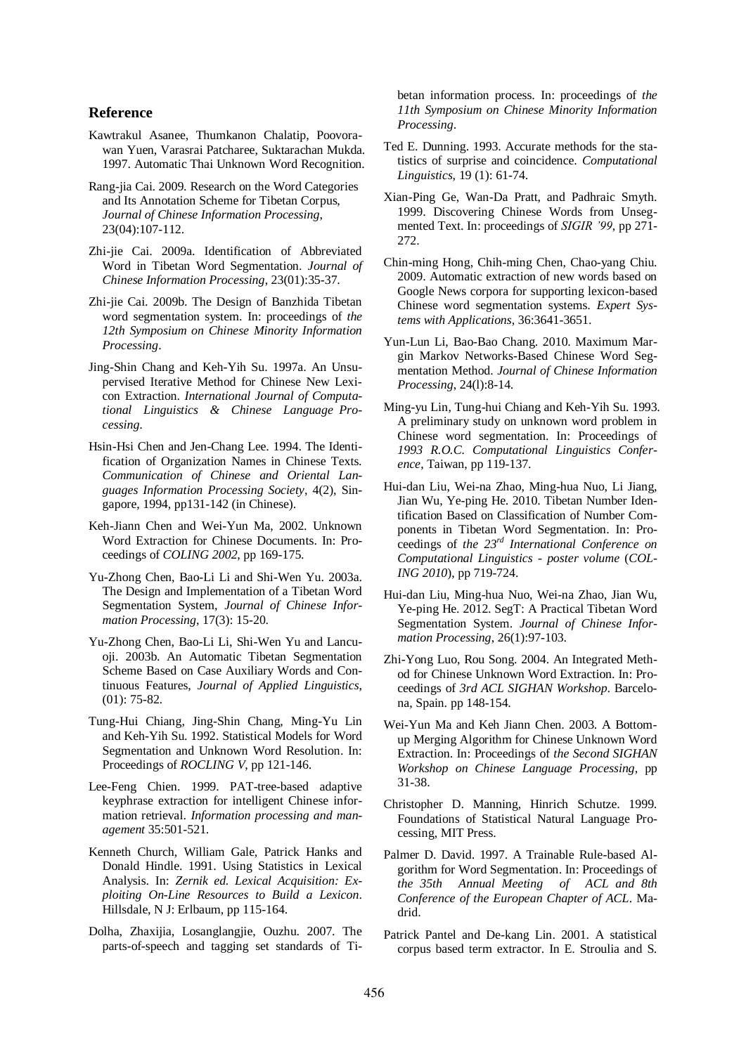## Reference

Kawtrakul Asanee, Thumkanon Chalatip, Poovorawan Yuen, Varasrai Patcharee, Suktarachan Mukda. 1997. Automatic Thai Unknown Word Recognition.

Rang-jia Cai. 2009. Research on the Word Categories and Its Annotation Scheme for Tibetan Corpus, *Journal of Chinese Information Processing*, 23(04):107-112.

Zhi-jie Cai. 2009a. Identification of Abbreviated Word in Tibetan Word Segmentation. *Journal of Chinese Information Processing*, 23(01):35-37.

Zhi-jie Cai. 2009b. The Design of Banzhida Tibetan word segmentation system. In: proceedings of *the 12th Symposium on Chinese Minority Information Processing*.

Jing-Shin Chang and Keh-Yih Su. 1997a. An Unsupervised Iterative Method for Chinese New Lexicon Extraction. *International Journal of Computational Linguistics & Chinese Language Processing*.

Hsin-Hsi Chen and Jen-Chang Lee. 1994. The Identification of Organization Names in Chinese Texts. *Communication of Chinese and Oriental Languages Information Processing Society*, 4(2), Singapore, 1994, pp131-142 (in Chinese).

Keh-Jiann Chen and Wei-Yun Ma, 2002. Unknown Word Extraction for Chinese Documents. In: Proceedings of *COLING 2002*, pp 169-175.

Yu-Zhong Chen, Bao-Li Li and Shi-Wen Yu. 2003a. The Design and Implementation of a Tibetan Word Segmentation System, *Journal of Chinese Information Processing*, 17(3): 15-20.

Yu-Zhong Chen, Bao-Li Li, Shi-Wen Yu and Lancuoji. 2003b. An Automatic Tibetan Segmentation Scheme Based on Case Auxiliary Words and Continuous Features, *Journal of Applied Linguistics*, (01): 75-82.

Tung-Hui Chiang, Jing-Shin Chang, Ming-Yu Lin and Keh-Yih Su. 1992. Statistical Models for Word Segmentation and Unknown Word Resolution. In: Proceedings of *ROCLING V*, pp 121-146.

Lee-Feng Chien. 1999. PAT-tree-based adaptive keyphrase extraction for intelligent Chinese information retrieval. *Information processing and management* 35:501-521.

Kenneth Church, William Gale, Patrick Hanks and Donald Hindle. 1991. Using Statistics in Lexical Analysis. In: *Zernik ed. Lexical Acquisition: Exploiting On-Line Resources to Build a Lexicon*. Hillsdale, N J: Erlbaum, pp 115-164.

Dolha, Zhaxijia, Losanglangjie, Ouzhu. 2007. The parts-of-speech and tagging set standards of Tibetan information process. In: proceedings of *the 11th Symposium on Chinese Minority Information Processing*.

Ted E. Dunning. 1993. Accurate methods for the statistics of surprise and coincidence. *Computational Linguistics*, 19 (1): 61-74.

Xian-Ping Ge, Wan-Da Pratt, and Padhraic Smyth. 1999. Discovering Chinese Words from Unsegmented Text. In: proceedings of *SIGIR '99*, pp 271-272.

Chin-ming Hong, Chih-ming Chen, Chao-yang Chiu. 2009. Automatic extraction of new words based on Google News corpora for supporting lexicon-based Chinese word segmentation systems. *Expert Systems with Applications*, 36:3641-3651.

Yun-Lun Li, Bao-Bao Chang. 2010. Maximum Margin Markov Networks-Based Chinese Word Segmentation Method. *Journal of Chinese Information Processing*, 24(l):8-14.

Ming-yu Lin, Tung-hui Chiang and Keh-Yih Su. 1993. A preliminary study on unknown word problem in Chinese word segmentation. In: Proceedings of *1993 R.O.C. Computational Linguistics Conference*, Taiwan, pp 119-137.

Hui-dan Liu, Wei-na Zhao, Ming-hua Nuo, Li Jiang, Jian Wu, Ye-ping He. 2010. Tibetan Number Identification Based on Classification of Number Components in Tibetan Word Segmentation. In: Proceedings of *the 23rd International Conference on Computational Linguistics - poster volume* (*COLING 2010*), pp 719-724.

Hui-dan Liu, Ming-hua Nuo, Wei-na Zhao, Jian Wu, Ye-ping He. 2012. SegT: A Practical Tibetan Word Segmentation System. *Journal of Chinese Information Processing*, 26(1):97-103.

Zhi-Yong Luo, Rou Song. 2004. An Integrated Method for Chinese Unknown Word Extraction. In: Proceedings of *3rd ACL SIGHAN Workshop*. Barcelona, Spain. pp 148-154.

Wei-Yun Ma and Keh Jiann Chen. 2003. A Bottom-up Merging Algorithm for Chinese Unknown Word Extraction. In: Proceedings of *the Second SIGHAN Workshop on Chinese Language Processing*, pp 31-38.

Christopher D. Manning, Hinrich Schutze. 1999. Foundations of Statistical Natural Language Processing, MIT Press.

Palmer D. David. 1997. A Trainable Rule-based Algorithm for Word Segmentation. In: Proceedings of *the 35th Annual Meeting of ACL and 8th Conference of the European Chapter of ACL*. Madrid.

Patrick Pantel and De-kang Lin. 2001. A statistical corpus based term extractor. In E. Stroulia and S.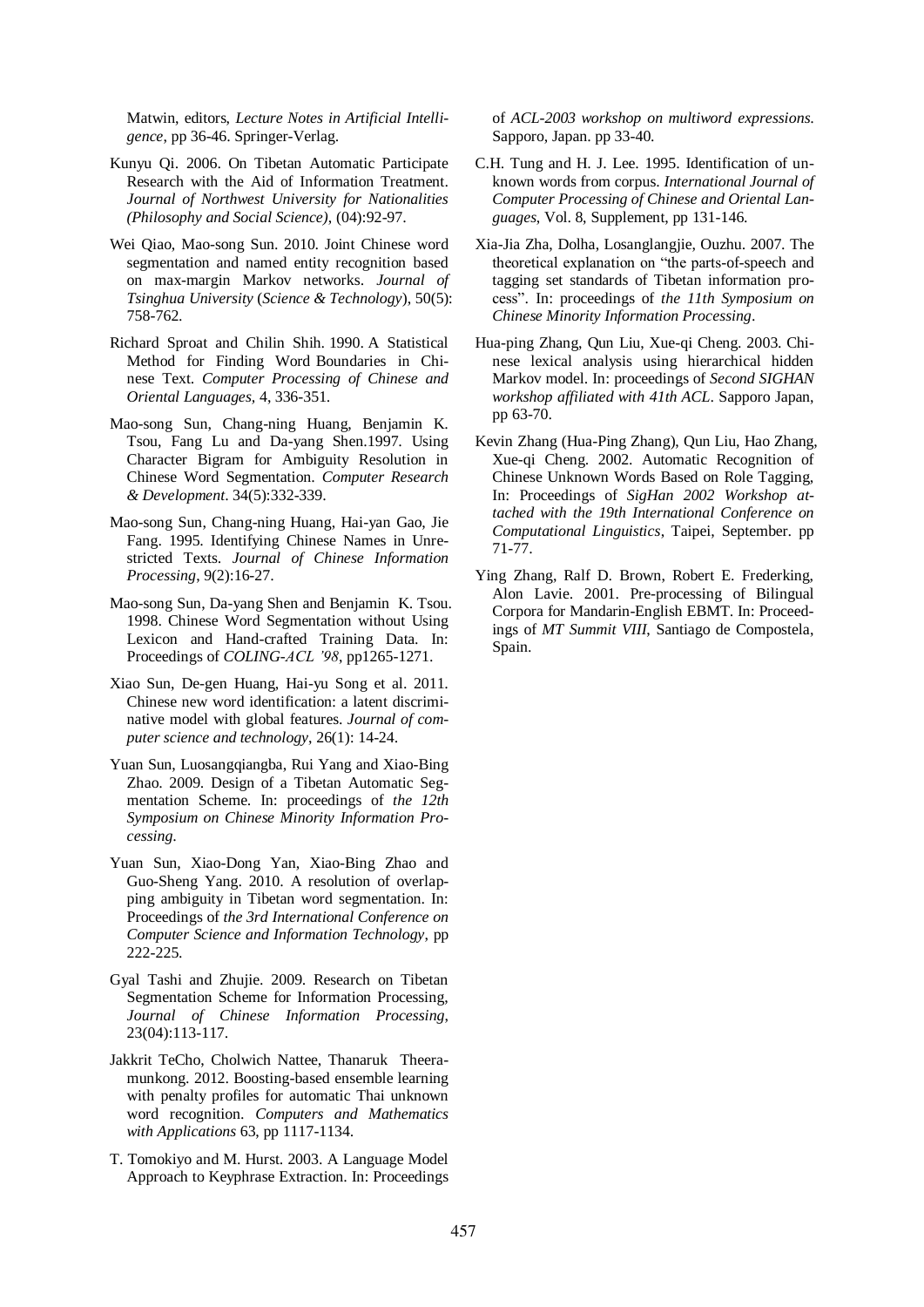Matwin, editors, *Lecture Notes in Artificial Intelligence*, pp 36-46. Springer-Verlag.

Kunyu Qi. 2006. On Tibetan Automatic Participate Research with the Aid of Information Treatment. *Journal of Northwest University for Nationalities (Philosophy and Social Science)*, (04):92-97.

Wei Qiao, Mao-song Sun. 2010. Joint Chinese word segmentation and named entity recognition based on max-margin Markov networks. *Journal of Tsinghua University* (*Science & Technology*), 50(5): 758-762.

Richard Sproat and Chilin Shih. 1990. A Statistical Method for Finding Word Boundaries in Chinese Text. *Computer Processing of Chinese and Oriental Languages*, 4, 336-351.

Mao-song Sun, Chang-ning Huang, Benjamin K. Tsou, Fang Lu and Da-yang Shen.1997. Using Character Bigram for Ambiguity Resolution in Chinese Word Segmentation. *Computer Research & Development*. 34(5):332-339.

Mao-song Sun, Chang-ning Huang, Hai-yan Gao, Jie Fang. 1995. Identifying Chinese Names in Unrestricted Texts. *Journal of Chinese Information Processing*, 9(2):16-27.

Mao-song Sun, Da-yang Shen and Benjamin K. Tsou. 1998. Chinese Word Segmentation without Using Lexicon and Hand-crafted Training Data. In: Proceedings of *COLING-ACL '98*, pp1265-1271.

Xiao Sun, De-gen Huang, Hai-yu Song et al. 2011. Chinese new word identification: a latent discriminative model with global features. *Journal of computer science and technology*, 26(1): 14-24.

Yuan Sun, Luosangqiangba, Rui Yang and Xiao-Bing Zhao. 2009. Design of a Tibetan Automatic Segmentation Scheme. In: proceedings of *the 12th Symposium on Chinese Minority Information Processing.*

Yuan Sun, Xiao-Dong Yan, Xiao-Bing Zhao and Guo-Sheng Yang. 2010. A resolution of overlapping ambiguity in Tibetan word segmentation. In: Proceedings of *the 3rd International Conference on Computer Science and Information Technology*, pp 222-225.

Gyal Tashi and Zhujie. 2009. Research on Tibetan Segmentation Scheme for Information Processing, *Journal of Chinese Information Processing*, 23(04):113-117.

Jakkrit TeCho, Cholwich Nattee, Thanaruk Theeramunkong. 2012. Boosting-based ensemble learning with penalty profiles for automatic Thai unknown word recognition. *Computers and Mathematics with Applications* 63, pp 1117-1134.

T. Tomokiyo and M. Hurst. 2003. A Language Model Approach to Keyphrase Extraction. In: Proceedings of *ACL-2003 workshop on multiword expressions*. Sapporo, Japan. pp 33-40.

C.H. Tung and H. J. Lee. 1995. Identification of unknown words from corpus. *International Journal of Computer Processing of Chinese and Oriental Languages*, Vol. 8, Supplement, pp 131-146.

Xia-Jia Zha, Dolha, Losanglangjie, Ouzhu. 2007. The theoretical explanation on "the parts-of-speech and tagging set standards of Tibetan information process". In: proceedings of *the 11th Symposium on Chinese Minority Information Processing*.

Hua-ping Zhang, Qun Liu, Xue-qi Cheng. 2003. Chinese lexical analysis using hierarchical hidden Markov model. In: proceedings of *Second SIGHAN workshop affiliated with 41th ACL*. Sapporo Japan, pp 63-70.

Kevin Zhang (Hua-Ping Zhang), Qun Liu, Hao Zhang, Xue-qi Cheng. 2002. Automatic Recognition of Chinese Unknown Words Based on Role Tagging, In: Proceedings of *SigHan 2002 Workshop attached with the 19th International Conference on Computational Linguistics*, Taipei, September. pp 71-77.

Ying Zhang, Ralf D. Brown, Robert E. Frederking, Alon Lavie. 2001. Pre-processing of Bilingual Corpora for Mandarin-English EBMT. In: Proceedings of *MT Summit VIII*, Santiago de Compostela, Spain.